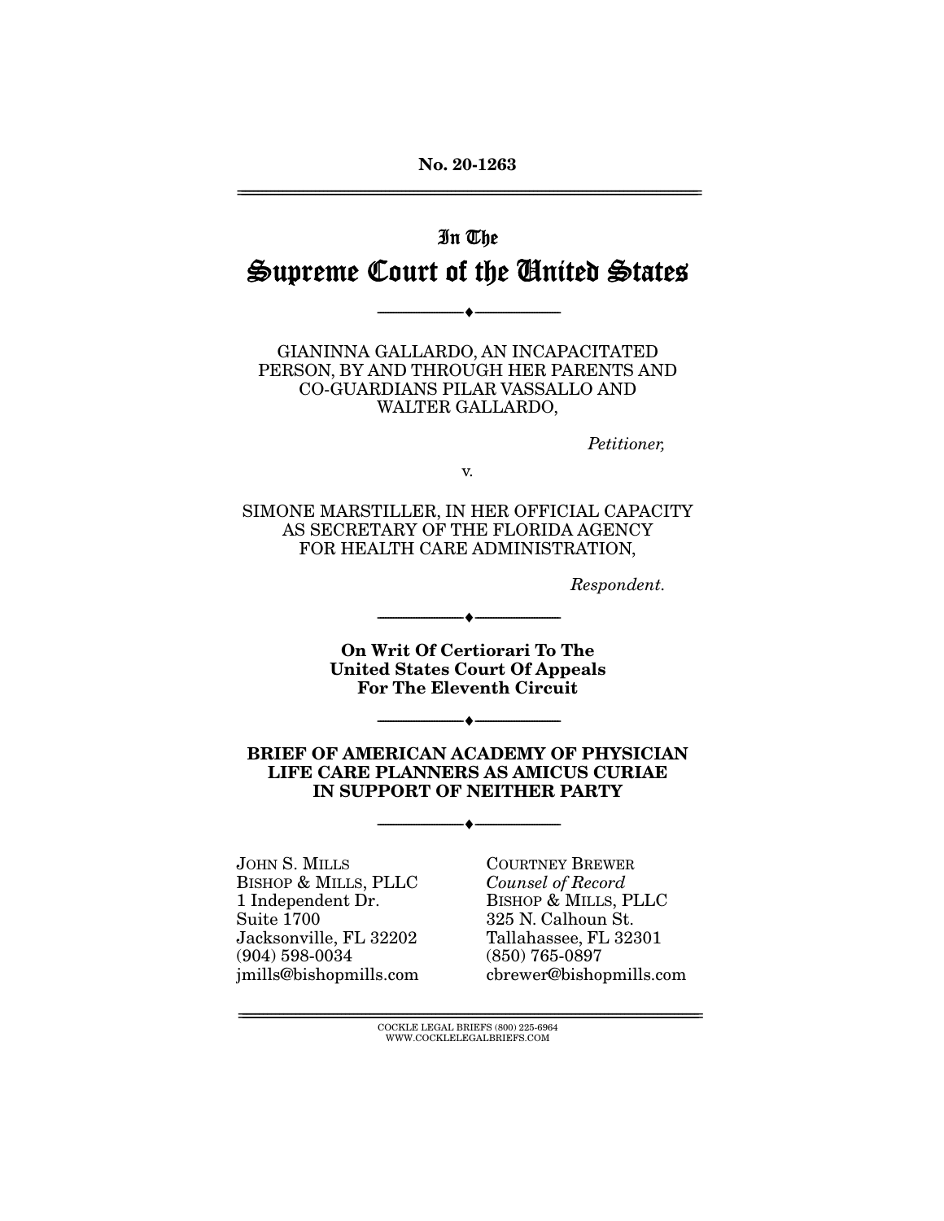No. 20-1263

# In The Supreme Court of the United States

---

GIANINNA GALLARDO, AN INCAPACITATED PERSON, BY AND THROUGH HER PARENTS AND CO-GUARDIANS PILAR VASSALLO AND WALTER GALLARDO,

*Petitioner,*

v.

SIMONE MARSTILLER, IN HER OFFICIAL CAPACITY AS SECRETARY OF THE FLORIDA AGENCY FOR HEALTH CARE ADMINISTRATION,

*Respondent.*

---

**On Writ Of Certiorari To The United States Court Of Appeals For The Eleventh Circuit**

---

**BRIEF OF AMERICAN ACADEMY OF PHYSICIAN LIFE CARE PLANNERS AS AMICUS CURIAE IN SUPPORT OF NEITHER PARTY**

---

JOHN S. MILLS
BISHOP & MILLS, PLLC
1 Independent Dr.
Suite 1700
Jacksonville, FL 32202
(904) 598-0034
jmills@bishopmills.com

COURTNEY BREWER
*Counsel of Record*
BISHOP & MILLS, PLLC
325 N. Calhoun St.
Tallahassee, FL 32301
(850) 765-0897
cbrewer@bishopmills.com

COCKLE LEGAL BRIEFS (800) 225-6964
WWW.COCKLELEGALBRIEFS.COM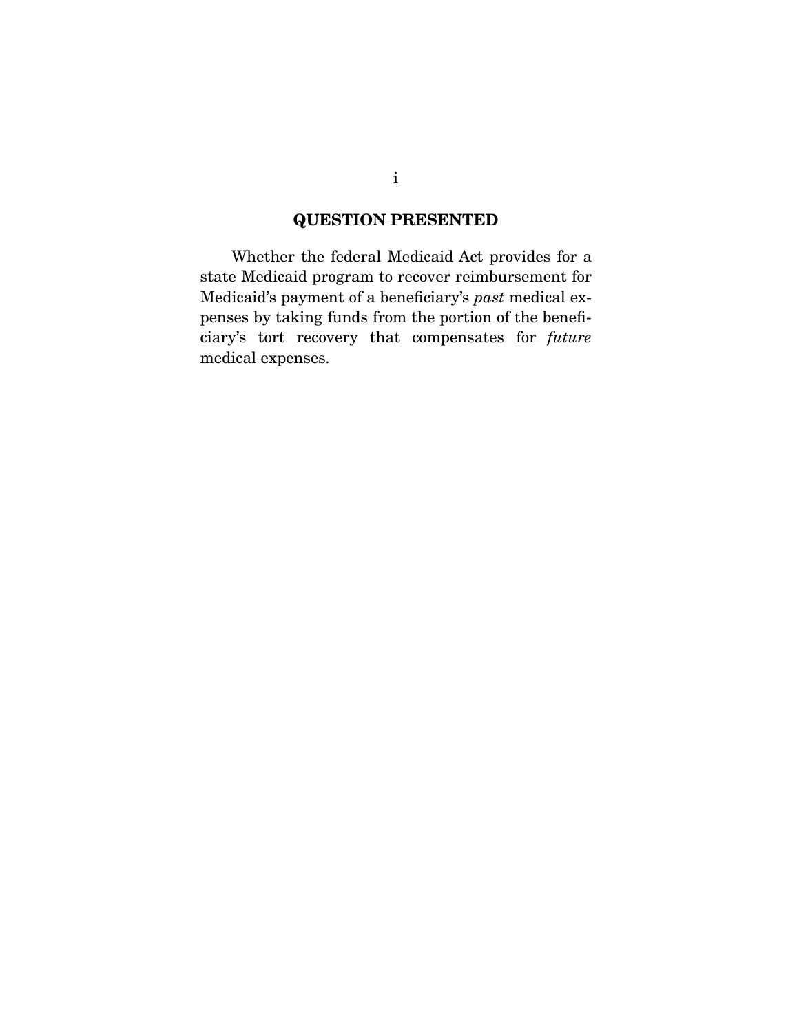## QUESTION PRESENTED

Whether the federal Medicaid Act provides for a state Medicaid program to recover reimbursement for Medicaid's payment of a beneficiary's *past* medical expenses by taking funds from the portion of the beneficiary's tort recovery that compensates for *future* medical expenses.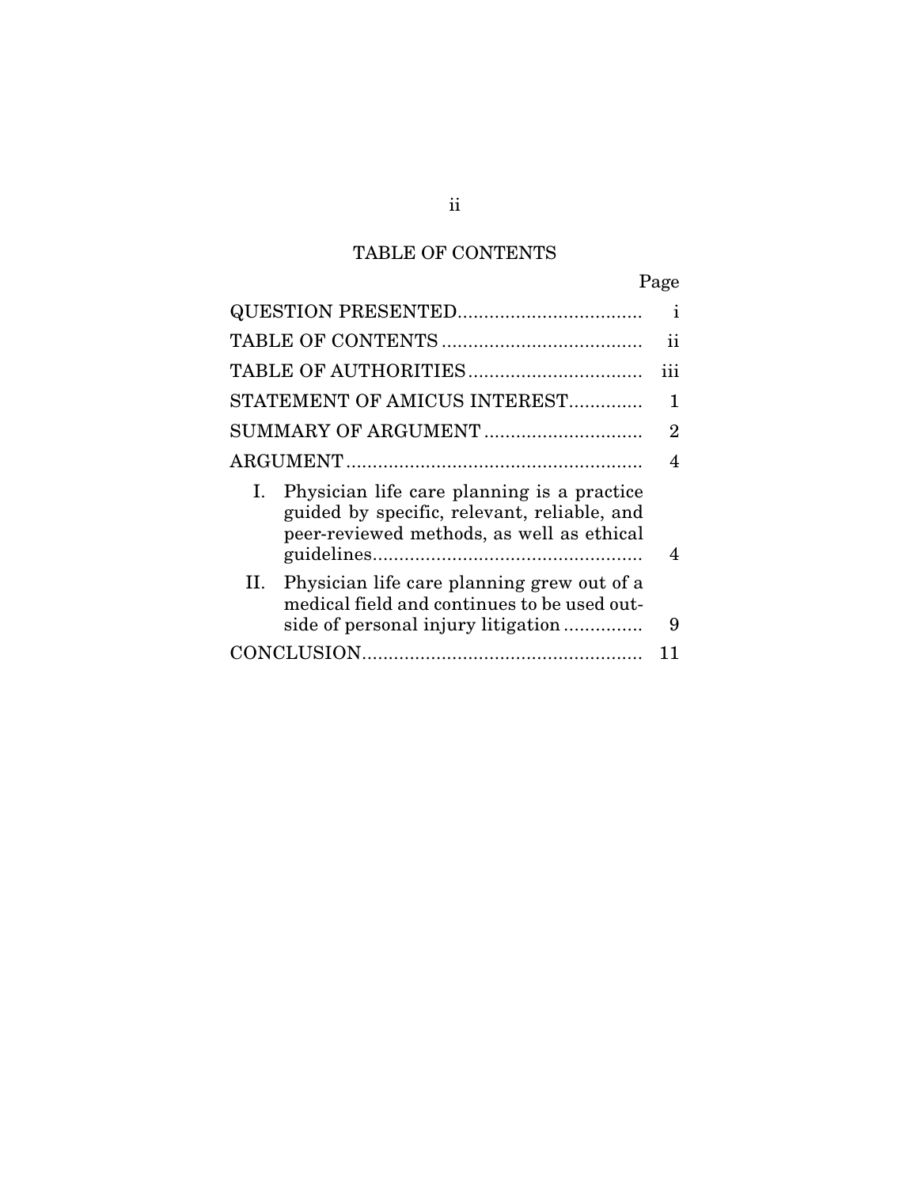## TABLE OF CONTENTS

| | Page |
|---|---|
| QUESTION PRESENTED | i |
| TABLE OF CONTENTS | ii |
| TABLE OF AUTHORITIES | iii |
| STATEMENT OF AMICUS INTEREST | 1 |
| SUMMARY OF ARGUMENT | 2 |
| ARGUMENT | 4 |
| I. Physician life care planning is a practice guided by specific, relevant, reliable, and peer-reviewed methods, as well as ethical guidelines | 4 |
| II. Physician life care planning grew out of a medical field and continues to be used outside of personal injury litigation | 9 |
| CONCLUSION | 11 |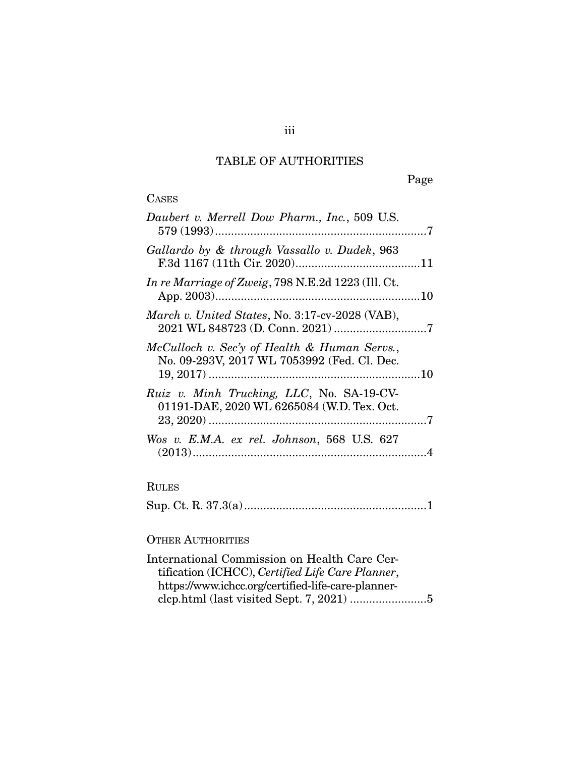# TABLE OF AUTHORITIES

Page

CASES

*Daubert v. Merrell Dow Pharm., Inc.*, 509 U.S. 579 (1993) .................................................................7

*Gallardo by & through Vassallo v. Dudek*, 963 F.3d 1167 (11th Cir. 2020).......................................11

*In re Marriage of Zweig*, 798 N.E.2d 1223 (Ill. Ct. App. 2003)................................................................10

*March v. United States*, No. 3:17-cv-2028 (VAB), 2021 WL 848723 (D. Conn. 2021) ............................7

*McCulloch v. Sec'y of Health & Human Servs.*, No. 09-293V, 2017 WL 7053992 (Fed. Cl. Dec. 19, 2017) ..................................................................10

*Ruiz v. Minh Trucking, LLC*, No. SA-19-CV-01191-DAE, 2020 WL 6265084 (W.D. Tex. Oct. 23, 2020) ....................................................................7

*Wos v. E.M.A. ex rel. Johnson*, 568 U.S. 627 (2013)........................................................................4

RULES

Sup. Ct. R. 37.3(a).........................................................1

OTHER AUTHORITIES

International Commission on Health Care Certification (ICHCC), *Certified Life Care Planner*, https://www.ichcc.org/certified-life-care-planner-clcp.html (last visited Sept. 7, 2021) ........................5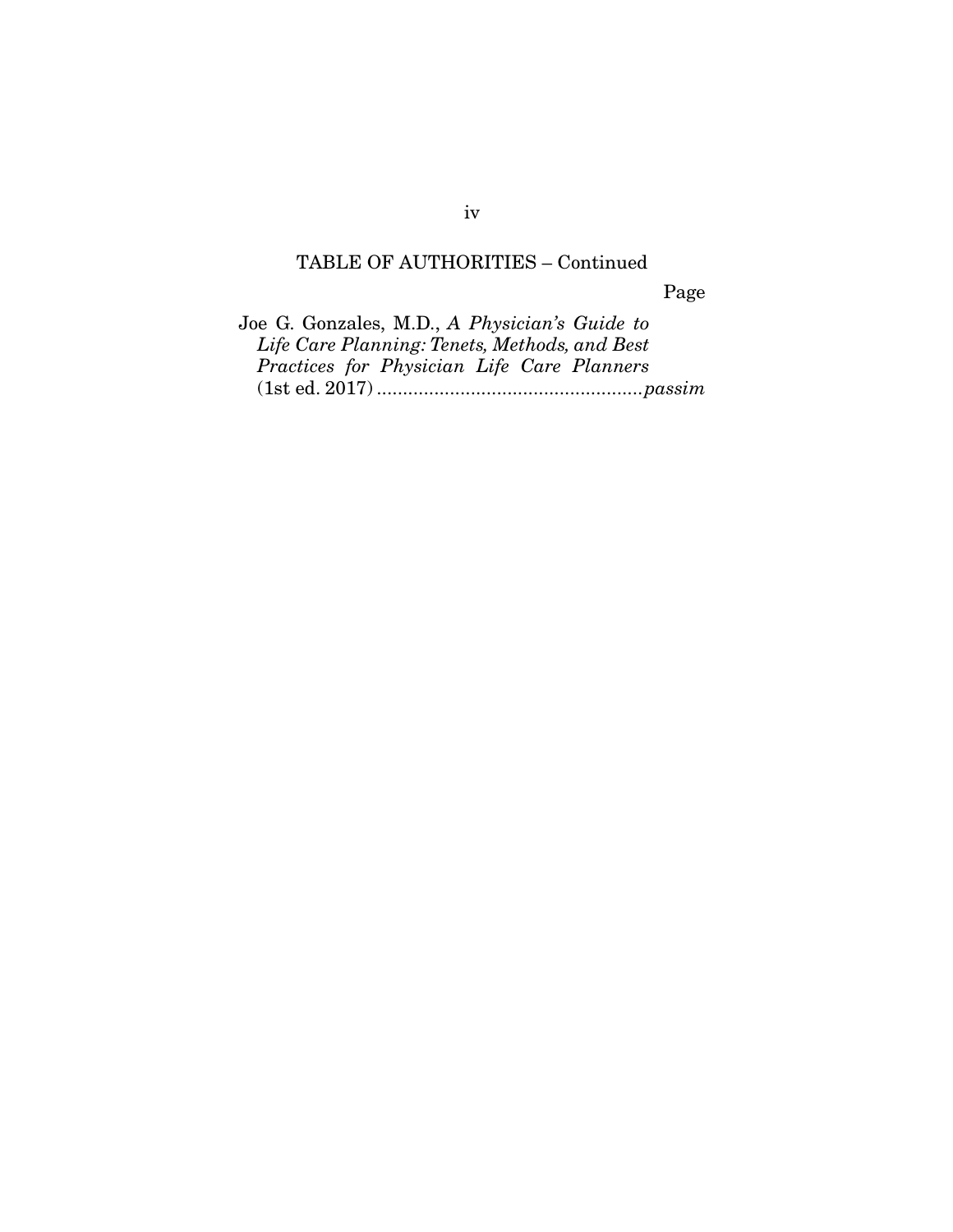TABLE OF AUTHORITIES – Continued

Page

Joe G. Gonzales, M.D., *A Physician's Guide to Life Care Planning: Tenets, Methods, and Best Practices for Physician Life Care Planners* (1st ed. 2017) .................................................. *passim*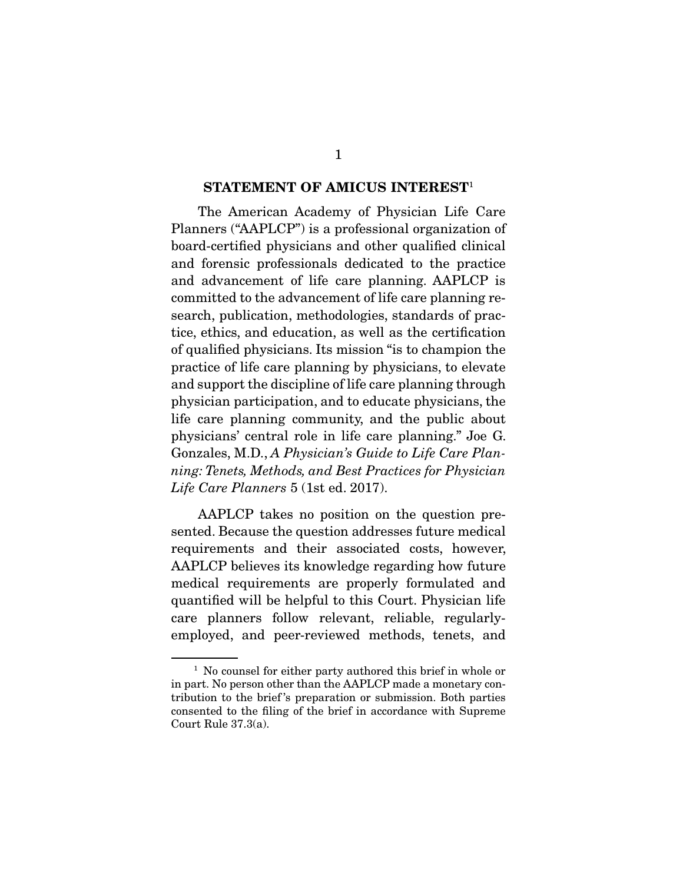## STATEMENT OF AMICUS INTEREST[1]

The American Academy of Physician Life Care Planners ("AAPLCP") is a professional organization of board-certified physicians and other qualified clinical and forensic professionals dedicated to the practice and advancement of life care planning. AAPLCP is committed to the advancement of life care planning research, publication, methodologies, standards of practice, ethics, and education, as well as the certification of qualified physicians. Its mission "is to champion the practice of life care planning by physicians, to elevate and support the discipline of life care planning through physician participation, and to educate physicians, the life care planning community, and the public about physicians' central role in life care planning." Joe G. Gonzales, M.D., *A Physician's Guide to Life Care Planning: Tenets, Methods, and Best Practices for Physician Life Care Planners* 5 (1st ed. 2017).

AAPLCP takes no position on the question presented. Because the question addresses future medical requirements and their associated costs, however, AAPLCP believes its knowledge regarding how future medical requirements are properly formulated and quantified will be helpful to this Court. Physician life care planners follow relevant, reliable, regularly-employed, and peer-reviewed methods, tenets, and

---

[1] No counsel for either party authored this brief in whole or in part. No person other than the AAPLCP made a monetary contribution to the brief's preparation or submission. Both parties consented to the filing of the brief in accordance with Supreme Court Rule 37.3(a).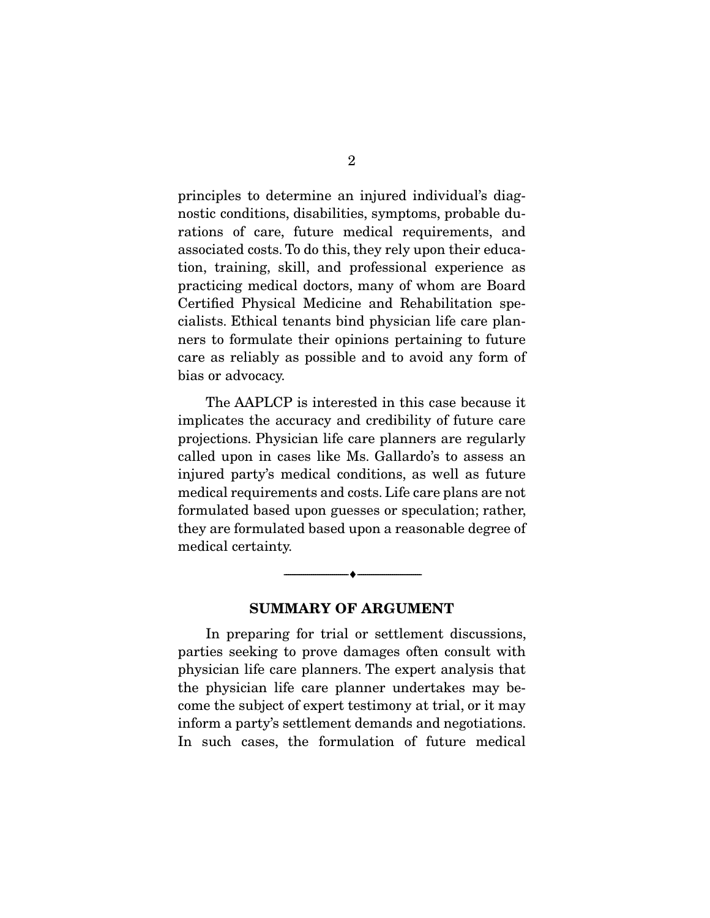principles to determine an injured individual's diagnostic conditions, disabilities, symptoms, probable durations of care, future medical requirements, and associated costs. To do this, they rely upon their education, training, skill, and professional experience as practicing medical doctors, many of whom are Board Certified Physical Medicine and Rehabilitation specialists. Ethical tenants bind physician life care planners to formulate their opinions pertaining to future care as reliably as possible and to avoid any form of bias or advocacy.

The AAPLCP is interested in this case because it implicates the accuracy and credibility of future care projections. Physician life care planners are regularly called upon in cases like Ms. Gallardo's to assess an injured party's medical conditions, as well as future medical requirements and costs. Life care plans are not formulated based upon guesses or speculation; rather, they are formulated based upon a reasonable degree of medical certainty.

---

## SUMMARY OF ARGUMENT

In preparing for trial or settlement discussions, parties seeking to prove damages often consult with physician life care planners. The expert analysis that the physician life care planner undertakes may become the subject of expert testimony at trial, or it may inform a party's settlement demands and negotiations. In such cases, the formulation of future medical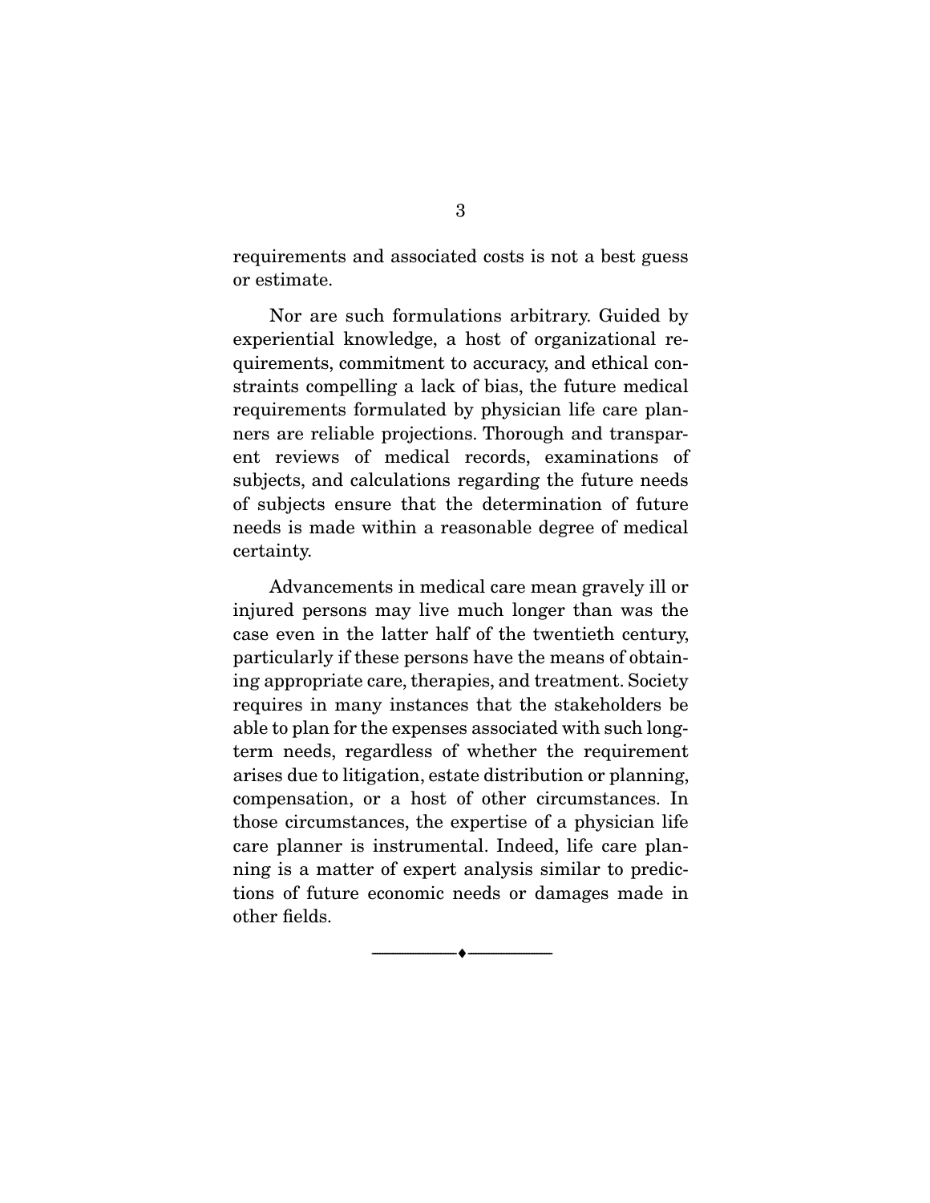requirements and associated costs is not a best guess or estimate.

Nor are such formulations arbitrary. Guided by experiential knowledge, a host of organizational requirements, commitment to accuracy, and ethical constraints compelling a lack of bias, the future medical requirements formulated by physician life care planners are reliable projections. Thorough and transparent reviews of medical records, examinations of subjects, and calculations regarding the future needs of subjects ensure that the determination of future needs is made within a reasonable degree of medical certainty.

Advancements in medical care mean gravely ill or injured persons may live much longer than was the case even in the latter half of the twentieth century, particularly if these persons have the means of obtaining appropriate care, therapies, and treatment. Society requires in many instances that the stakeholders be able to plan for the expenses associated with such long-term needs, regardless of whether the requirement arises due to litigation, estate distribution or planning, compensation, or a host of other circumstances. In those circumstances, the expertise of a physician life care planner is instrumental. Indeed, life care planning is a matter of expert analysis similar to predictions of future economic needs or damages made in other fields.

---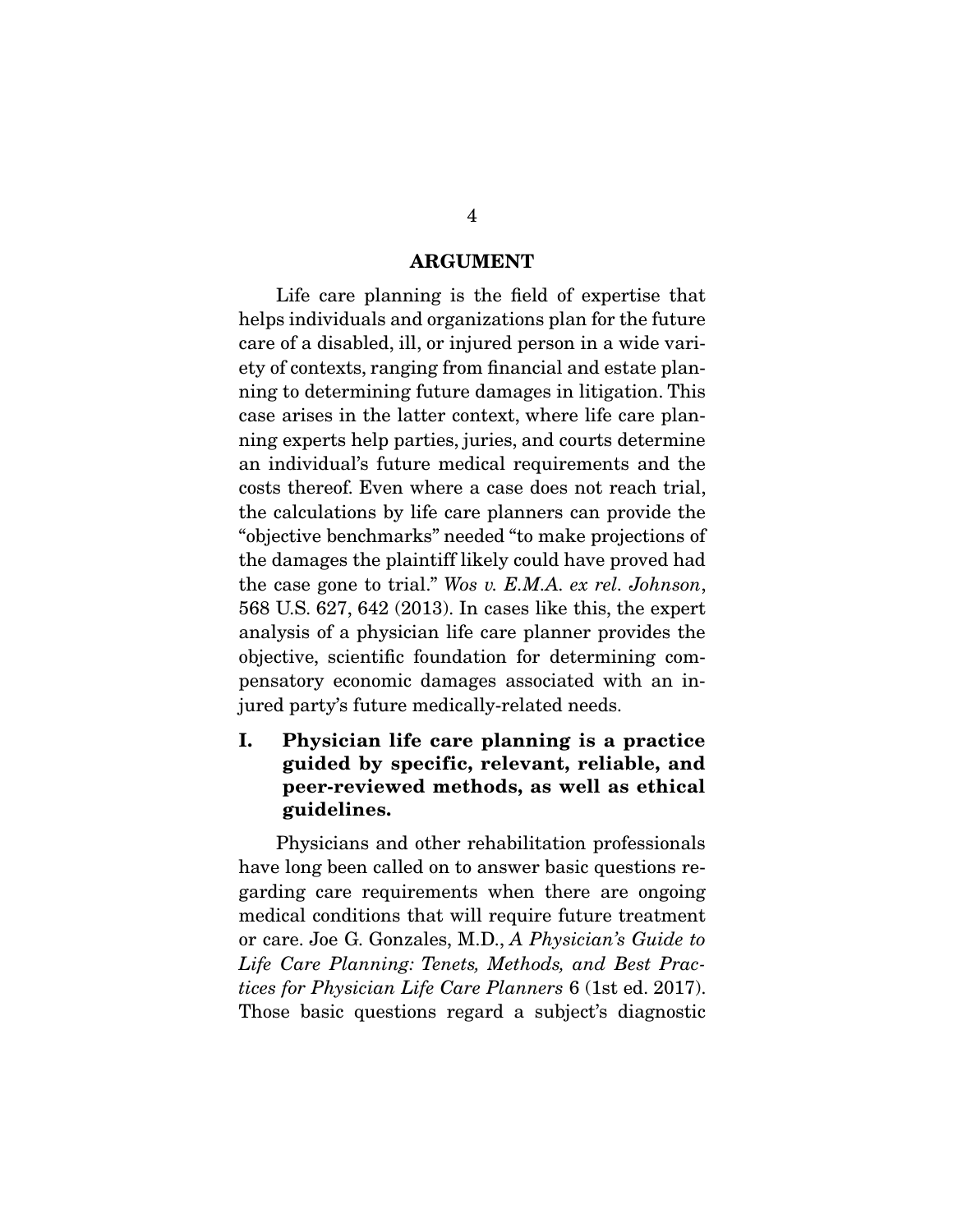# ARGUMENT

Life care planning is the field of expertise that helps individuals and organizations plan for the future care of a disabled, ill, or injured person in a wide variety of contexts, ranging from financial and estate planning to determining future damages in litigation. This case arises in the latter context, where life care planning experts help parties, juries, and courts determine an individual's future medical requirements and the costs thereof. Even where a case does not reach trial, the calculations by life care planners can provide the "objective benchmarks" needed "to make projections of the damages the plaintiff likely could have proved had the case gone to trial." *Wos v. E.M.A. ex rel. Johnson*, 568 U.S. 627, 642 (2013). In cases like this, the expert analysis of a physician life care planner provides the objective, scientific foundation for determining compensatory economic damages associated with an injured party's future medically-related needs.

## I. Physician life care planning is a practice guided by specific, relevant, reliable, and peer-reviewed methods, as well as ethical guidelines.

Physicians and other rehabilitation professionals have long been called on to answer basic questions regarding care requirements when there are ongoing medical conditions that will require future treatment or care. Joe G. Gonzales, M.D., *A Physician's Guide to Life Care Planning: Tenets, Methods, and Best Practices for Physician Life Care Planners* 6 (1st ed. 2017). Those basic questions regard a subject's diagnostic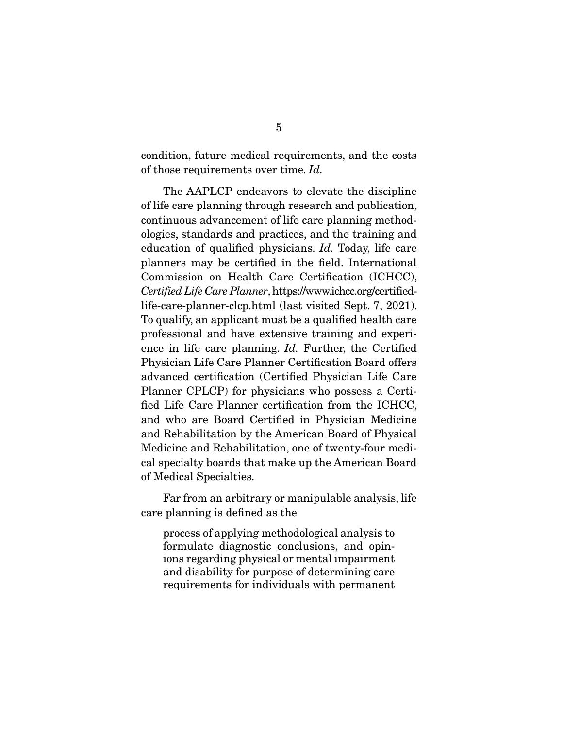condition, future medical requirements, and the costs of those requirements over time. *Id.*

The AAPLCP endeavors to elevate the discipline of life care planning through research and publication, continuous advancement of life care planning methodologies, standards and practices, and the training and education of qualified physicians. *Id.* Today, life care planners may be certified in the field. International Commission on Health Care Certification (ICHCC), *Certified Life Care Planner*, https://www.ichcc.org/certified-life-care-planner-clcp.html (last visited Sept. 7, 2021). To qualify, an applicant must be a qualified health care professional and have extensive training and experience in life care planning. *Id.* Further, the Certified Physician Life Care Planner Certification Board offers advanced certification (Certified Physician Life Care Planner CPLCP) for physicians who possess a Certified Life Care Planner certification from the ICHCC, and who are Board Certified in Physician Medicine and Rehabilitation by the American Board of Physical Medicine and Rehabilitation, one of twenty-four medical specialty boards that make up the American Board of Medical Specialties.

Far from an arbitrary or manipulable analysis, life care planning is defined as the

> process of applying methodological analysis to formulate diagnostic conclusions, and opinions regarding physical or mental impairment and disability for purpose of determining care requirements for individuals with permanent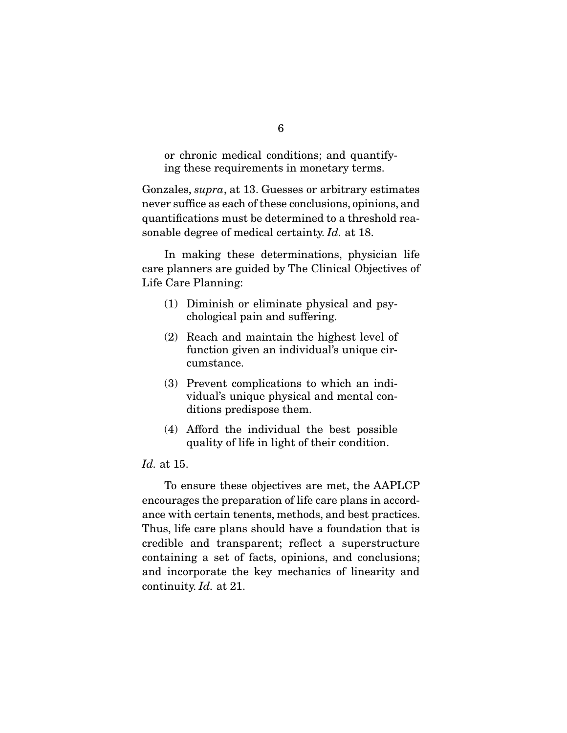> or chronic medical conditions; and quantifying these requirements in monetary terms.

Gonzales, *supra*, at 13. Guesses or arbitrary estimates never suffice as each of these conclusions, opinions, and quantifications must be determined to a threshold reasonable degree of medical certainty. *Id.* at 18.

In making these determinations, physician life care planners are guided by The Clinical Objectives of Life Care Planning:

> (1) Diminish or eliminate physical and psychological pain and suffering.
>
> (2) Reach and maintain the highest level of function given an individual's unique circumstance.
>
> (3) Prevent complications to which an individual's unique physical and mental conditions predispose them.
>
> (4) Afford the individual the best possible quality of life in light of their condition.

*Id.* at 15.

To ensure these objectives are met, the AAPLCP encourages the preparation of life care plans in accordance with certain tenents, methods, and best practices. Thus, life care plans should have a foundation that is credible and transparent; reflect a superstructure containing a set of facts, opinions, and conclusions; and incorporate the key mechanics of linearity and continuity. *Id.* at 21.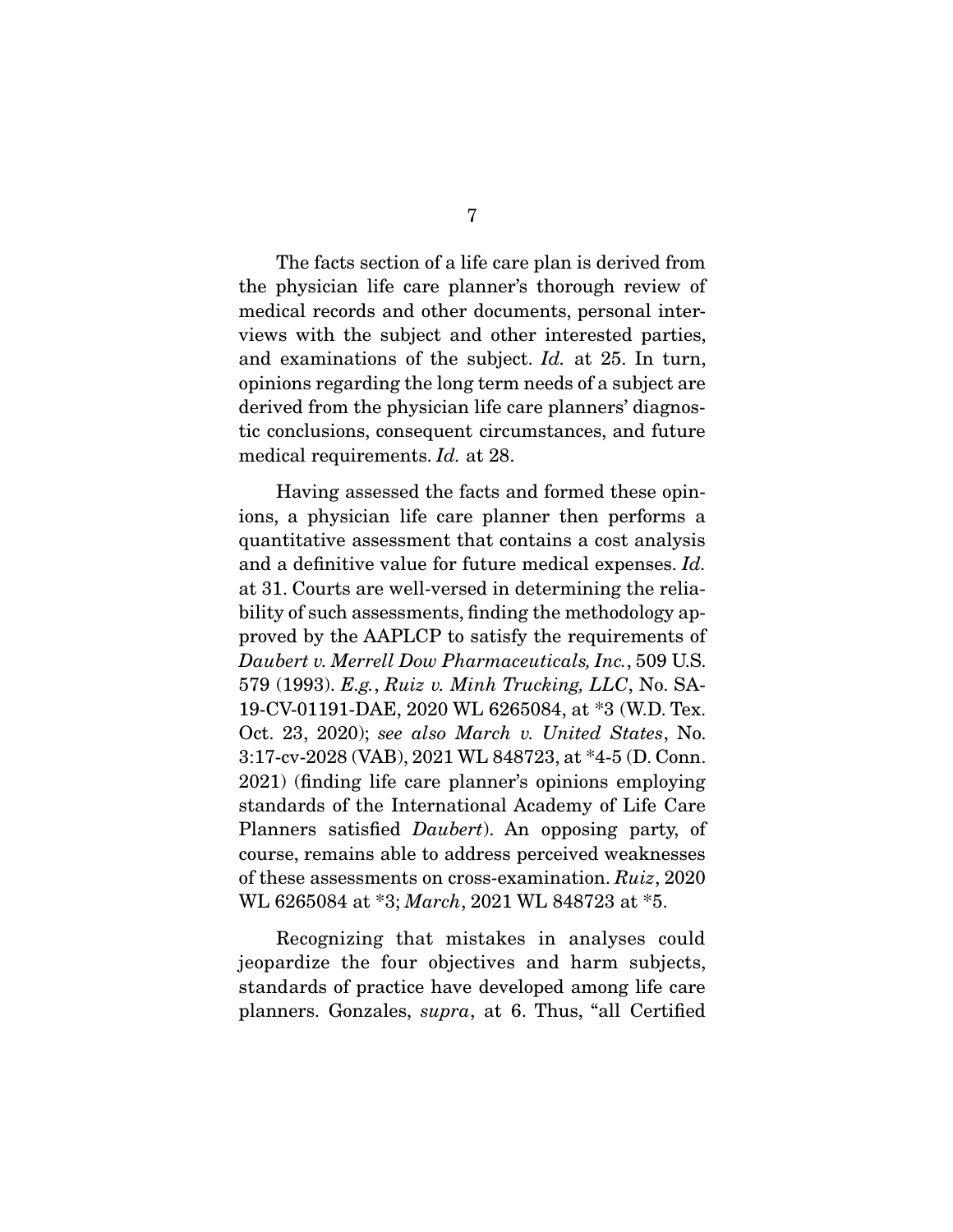The facts section of a life care plan is derived from the physician life care planner's thorough review of medical records and other documents, personal interviews with the subject and other interested parties, and examinations of the subject. *Id.* at 25. In turn, opinions regarding the long term needs of a subject are derived from the physician life care planners' diagnostic conclusions, consequent circumstances, and future medical requirements. *Id.* at 28.

Having assessed the facts and formed these opinions, a physician life care planner then performs a quantitative assessment that contains a cost analysis and a definitive value for future medical expenses. *Id.* at 31. Courts are well-versed in determining the reliability of such assessments, finding the methodology approved by the AAPLCP to satisfy the requirements of *Daubert v. Merrell Dow Pharmaceuticals, Inc.*, 509 U.S. 579 (1993). *E.g.*, *Ruiz v. Minh Trucking, LLC*, No. SA-19-CV-01191-DAE, 2020 WL 6265084, at *3 (W.D. Tex. Oct. 23, 2020); *see also March v. United States*, No. 3:17-cv-2028 (VAB), 2021 WL 848723, at *4-5 (D. Conn. 2021) (finding life care planner's opinions employing standards of the International Academy of Life Care Planners satisfied *Daubert*). An opposing party, of course, remains able to address perceived weaknesses of these assessments on cross-examination. *Ruiz*, 2020 WL 6265084 at *3; *March*, 2021 WL 848723 at *5.

Recognizing that mistakes in analyses could jeopardize the four objectives and harm subjects, standards of practice have developed among life care planners. Gonzales, *supra*, at 6. Thus, "all Certified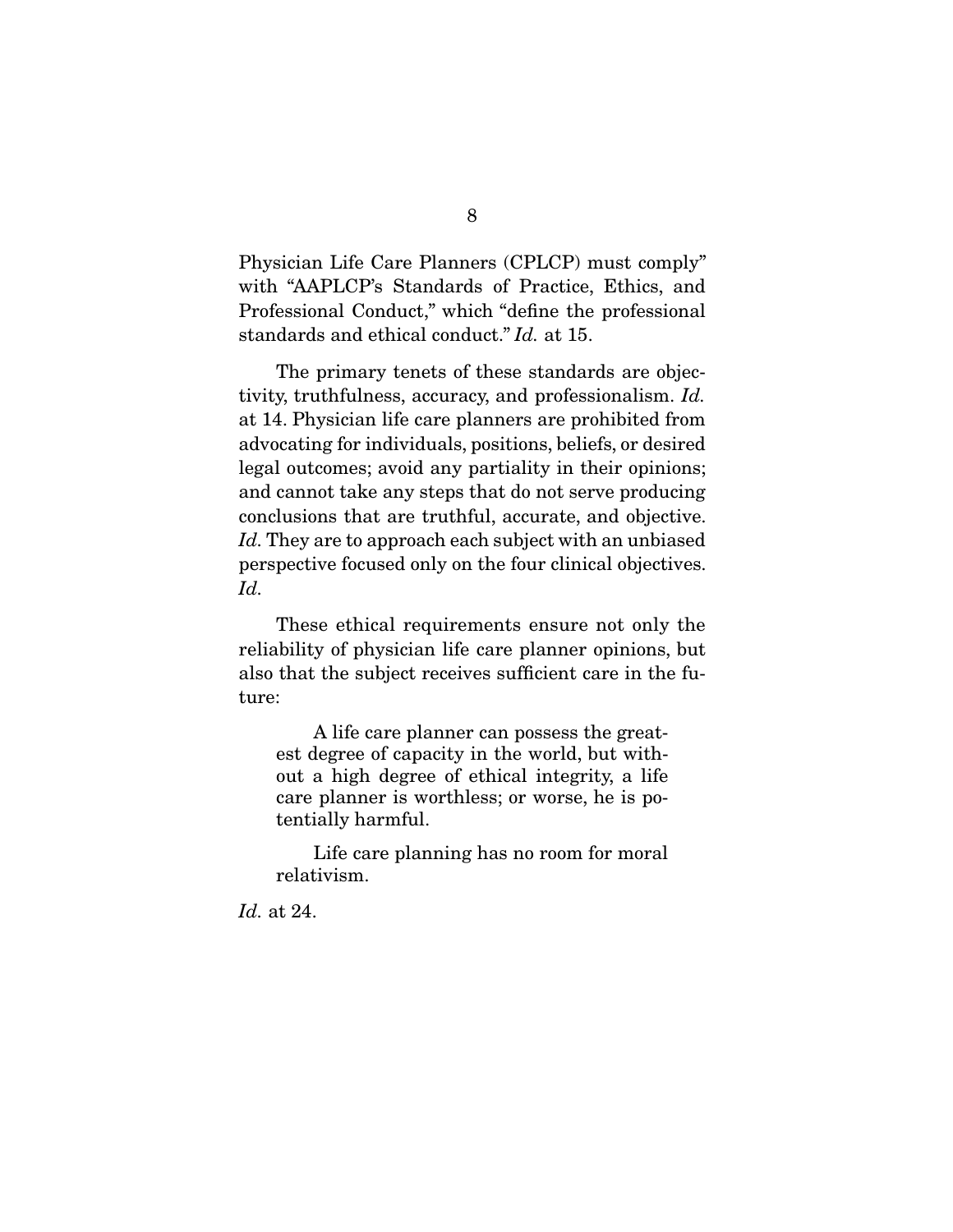Physician Life Care Planners (CPLCP) must comply" with "AAPLCP's Standards of Practice, Ethics, and Professional Conduct," which "define the professional standards and ethical conduct." *Id.* at 15.

The primary tenets of these standards are objectivity, truthfulness, accuracy, and professionalism. *Id.* at 14. Physician life care planners are prohibited from advocating for individuals, positions, beliefs, or desired legal outcomes; avoid any partiality in their opinions; and cannot take any steps that do not serve producing conclusions that are truthful, accurate, and objective. *Id.* They are to approach each subject with an unbiased perspective focused only on the four clinical objectives. *Id.*

These ethical requirements ensure not only the reliability of physician life care planner opinions, but also that the subject receives sufficient care in the future:

> A life care planner can possess the greatest degree of capacity in the world, but without a high degree of ethical integrity, a life care planner is worthless; or worse, he is potentially harmful.
>
> Life care planning has no room for moral relativism.

*Id.* at 24.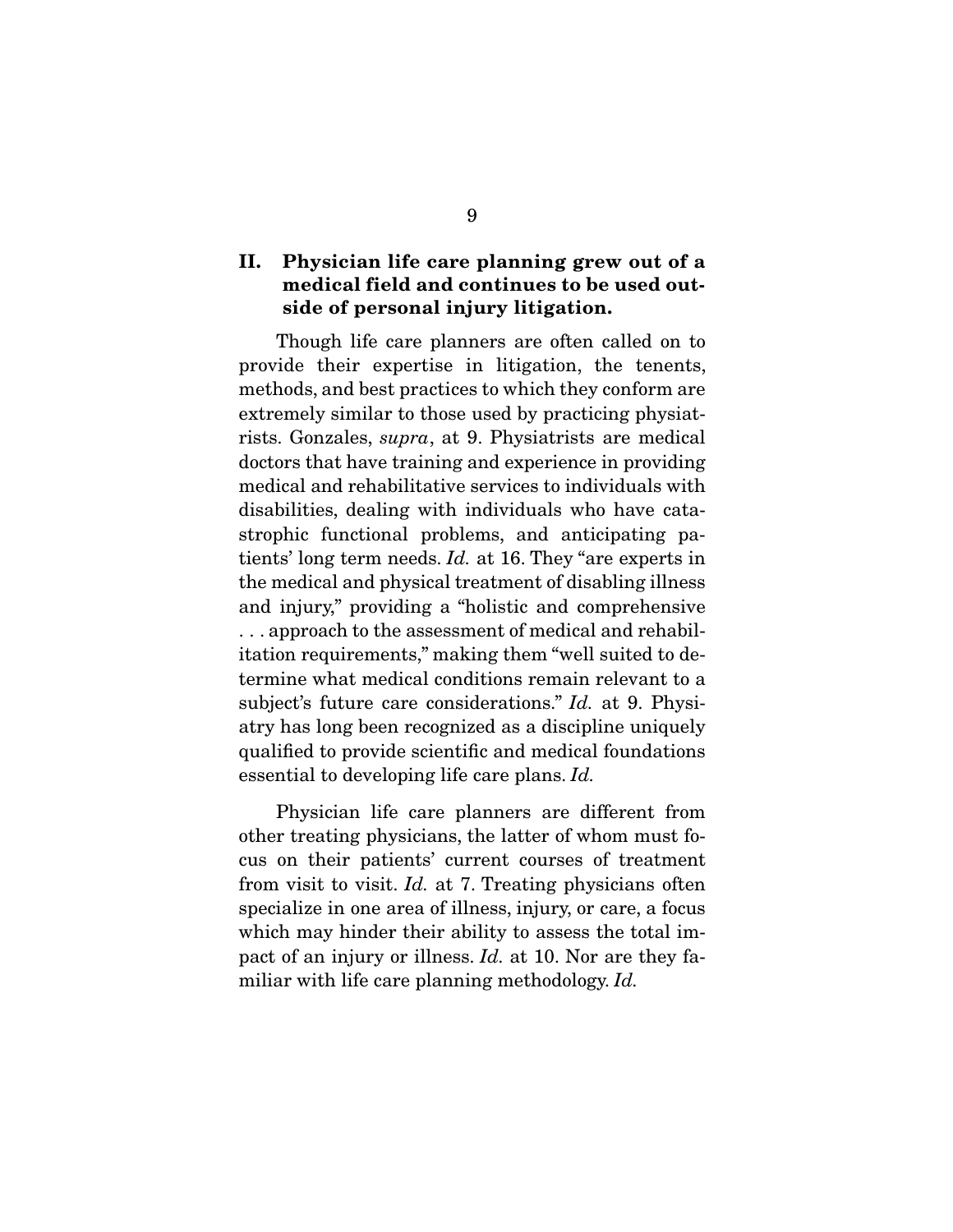## II. Physician life care planning grew out of a medical field and continues to be used outside of personal injury litigation.

Though life care planners are often called on to provide their expertise in litigation, the tenents, methods, and best practices to which they conform are extremely similar to those used by practicing physiatrists. Gonzales, *supra*, at 9. Physiatrists are medical doctors that have training and experience in providing medical and rehabilitative services to individuals with disabilities, dealing with individuals who have catastrophic functional problems, and anticipating patients' long term needs. *Id.* at 16. They "are experts in the medical and physical treatment of disabling illness and injury," providing a "holistic and comprehensive . . . approach to the assessment of medical and rehabilitation requirements," making them "well suited to determine what medical conditions remain relevant to a subject's future care considerations." *Id.* at 9. Physiatry has long been recognized as a discipline uniquely qualified to provide scientific and medical foundations essential to developing life care plans. *Id.*

Physician life care planners are different from other treating physicians, the latter of whom must focus on their patients' current courses of treatment from visit to visit. *Id.* at 7. Treating physicians often specialize in one area of illness, injury, or care, a focus which may hinder their ability to assess the total impact of an injury or illness. *Id.* at 10. Nor are they familiar with life care planning methodology. *Id.*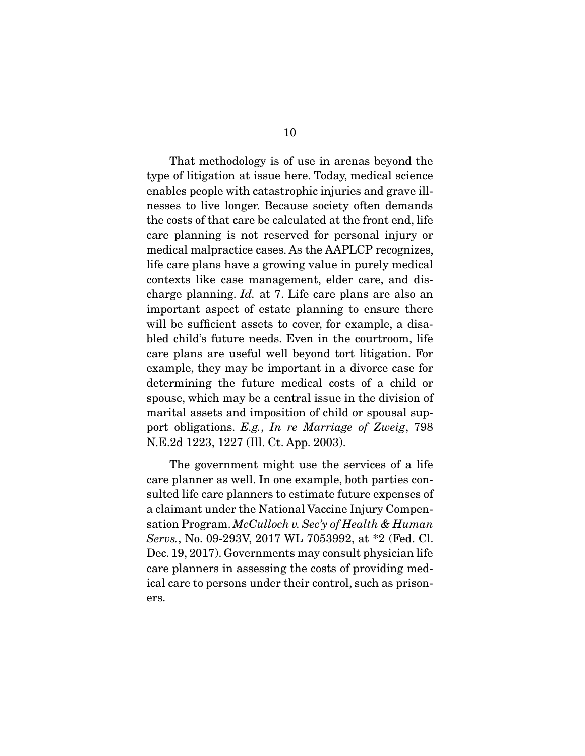That methodology is of use in arenas beyond the type of litigation at issue here. Today, medical science enables people with catastrophic injuries and grave illnesses to live longer. Because society often demands the costs of that care be calculated at the front end, life care planning is not reserved for personal injury or medical malpractice cases. As the AAPLCP recognizes, life care plans have a growing value in purely medical contexts like case management, elder care, and discharge planning. *Id.* at 7. Life care plans are also an important aspect of estate planning to ensure there will be sufficient assets to cover, for example, a disabled child's future needs. Even in the courtroom, life care plans are useful well beyond tort litigation. For example, they may be important in a divorce case for determining the future medical costs of a child or spouse, which may be a central issue in the division of marital assets and imposition of child or spousal support obligations. *E.g.*, *In re Marriage of Zweig*, 798 N.E.2d 1223, 1227 (Ill. Ct. App. 2003).

The government might use the services of a life care planner as well. In one example, both parties consulted life care planners to estimate future expenses of a claimant under the National Vaccine Injury Compensation Program. *McCulloch v. Sec'y of Health & Human Servs.*, No. 09-293V, 2017 WL 7053992, at *2 (Fed. Cl. Dec. 19, 2017). Governments may consult physician life care planners in assessing the costs of providing medical care to persons under their control, such as prisoners.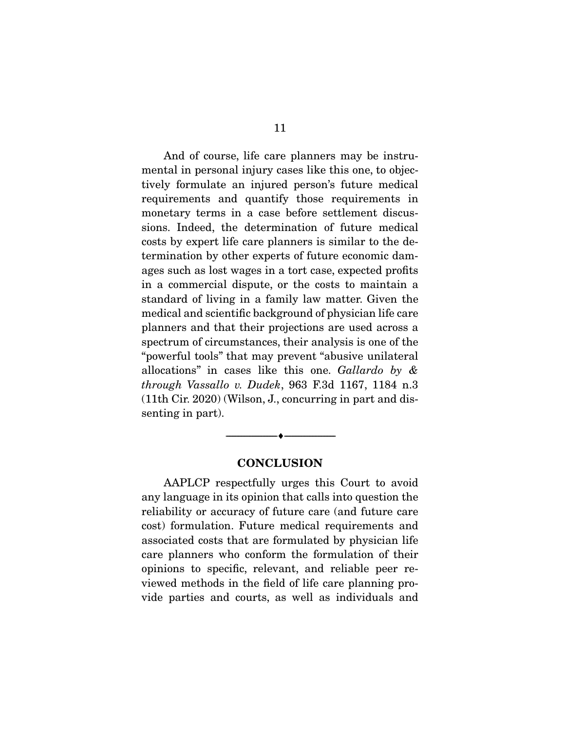And of course, life care planners may be instrumental in personal injury cases like this one, to objectively formulate an injured person's future medical requirements and quantify those requirements in monetary terms in a case before settlement discussions. Indeed, the determination of future medical costs by expert life care planners is similar to the determination by other experts of future economic damages such as lost wages in a tort case, expected profits in a commercial dispute, or the costs to maintain a standard of living in a family law matter. Given the medical and scientific background of physician life care planners and that their projections are used across a spectrum of circumstances, their analysis is one of the "powerful tools" that may prevent "abusive unilateral allocations" in cases like this one. *Gallardo by & through Vassallo v. Dudek*, 963 F.3d 1167, 1184 n.3 (11th Cir. 2020) (Wilson, J., concurring in part and dissenting in part).

---

## CONCLUSION

AAPLCP respectfully urges this Court to avoid any language in its opinion that calls into question the reliability or accuracy of future care (and future care cost) formulation. Future medical requirements and associated costs that are formulated by physician life care planners who conform the formulation of their opinions to specific, relevant, and reliable peer reviewed methods in the field of life care planning provide parties and courts, as well as individuals and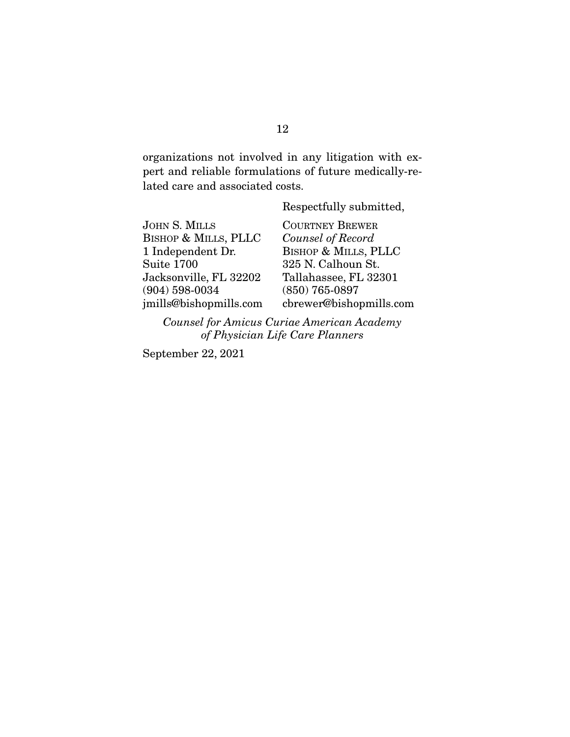organizations not involved in any litigation with expert and reliable formulations of future medically-related care and associated costs.

Respectfully submitted,

JOHN S. MILLS
BISHOP & MILLS, PLLC
1 Independent Dr.
Suite 1700
Jacksonville, FL 32202
(904) 598-0034
jmills@bishopmills.com

COURTNEY BREWER
*Counsel of Record*
BISHOP & MILLS, PLLC
325 N. Calhoun St.
Tallahassee, FL 32301
(850) 765-0897
cbrewer@bishopmills.com

*Counsel for Amicus Curiae American Academy of Physician Life Care Planners*

September 22, 2021